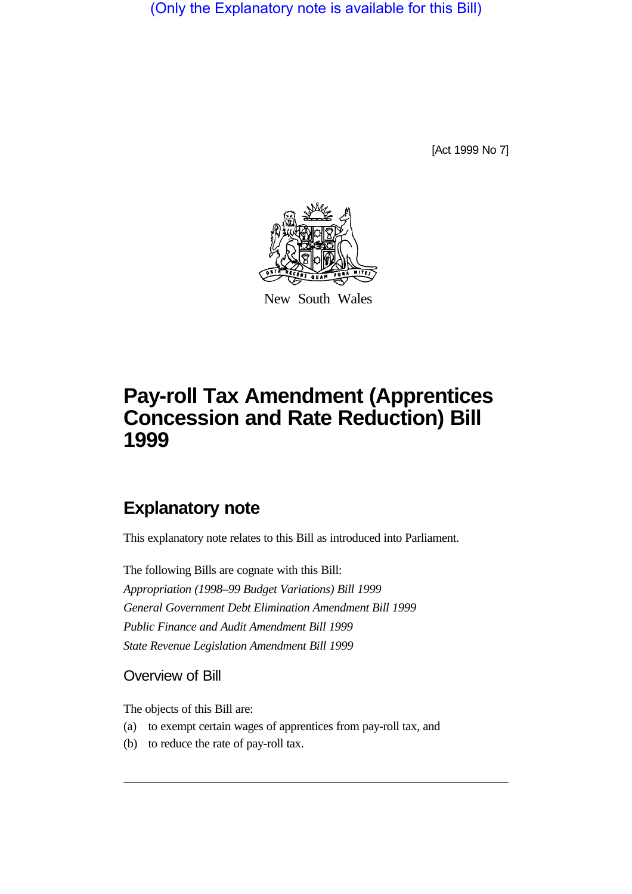(Only the Explanatory note is available for this Bill)

[Act 1999 No 7]

New South Wales

# Pay-roll Tax Amendment (Apprentices Concession and Rate Reduction) Bill 1999

## Explanatory note

This explanatory note relates to this Bill as introduced into Parliament.

The following Bills are cognate with this Bill:

*Appropriation (1998–99 Budget Variations) Bill 1999*

*General Government Debt Elimination Amendment Bill 1999*

*Public Finance and Audit Amendment Bill 1999*

*State Revenue Legislation Amendment Bill 1999*

### Overview of Bill

The objects of this Bill are:

(a) to exempt certain wages of apprentices from pay-roll tax, and

(b) to reduce the rate of pay-roll tax.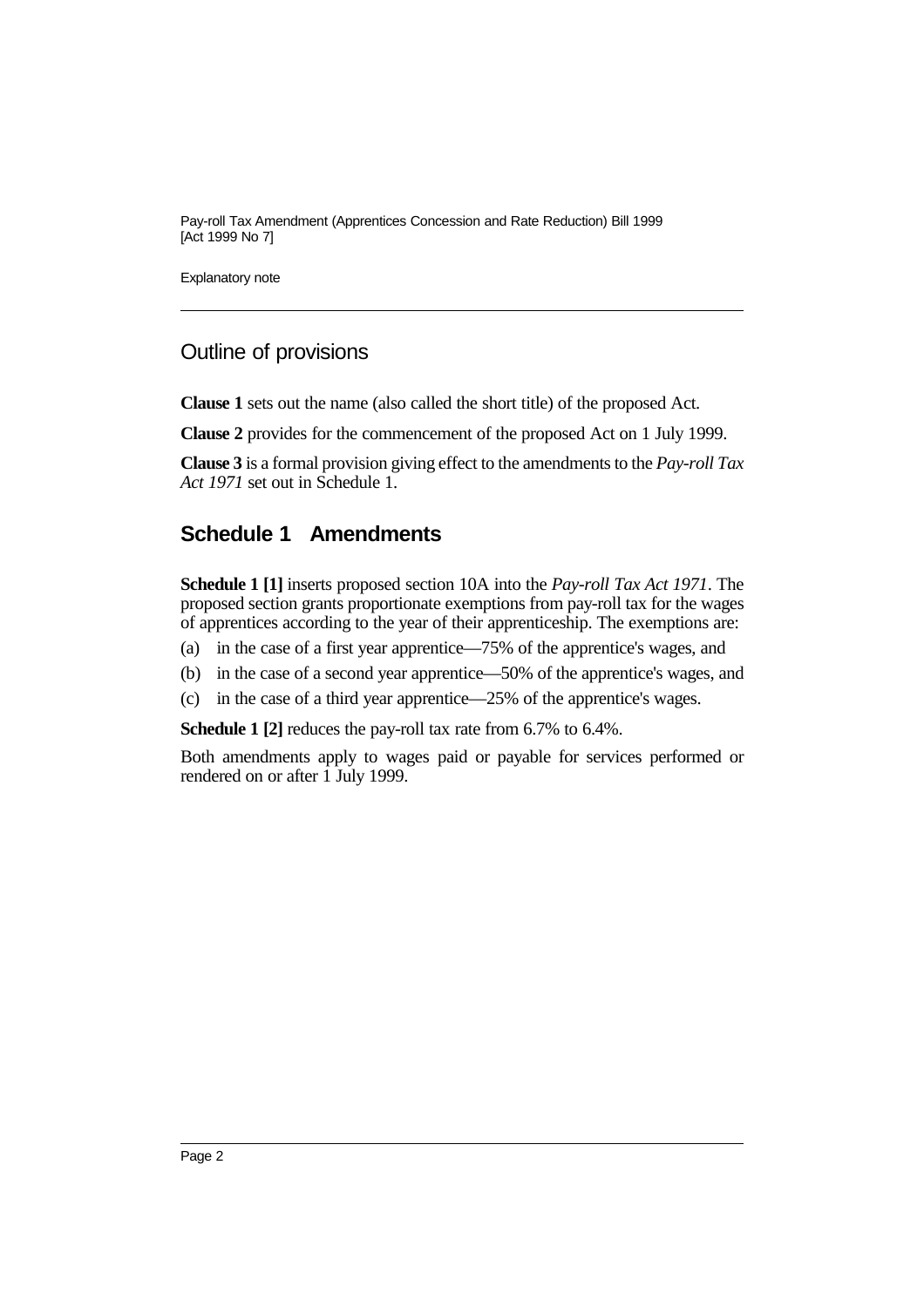## Outline of provisions

**Clause 1** sets out the name (also called the short title) of the proposed Act.

**Clause 2** provides for the commencement of the proposed Act on 1 July 1999.

**Clause 3** is a formal provision giving effect to the amendments to the *Pay-roll Tax Act 1971* set out in Schedule 1.

## Schedule 1 Amendments

**Schedule 1 [1]** inserts proposed section 10A into the *Pay-roll Tax Act 1971*. The proposed section grants proportionate exemptions from pay-roll tax for the wages of apprentices according to the year of their apprenticeship. The exemptions are:

(a) in the case of a first year apprentice—75% of the apprentice's wages, and

(b) in the case of a second year apprentice—50% of the apprentice's wages, and

(c) in the case of a third year apprentice—25% of the apprentice's wages.

**Schedule 1 [2]** reduces the pay-roll tax rate from 6.7% to 6.4%.

Both amendments apply to wages paid or payable for services performed or rendered on or after 1 July 1999.